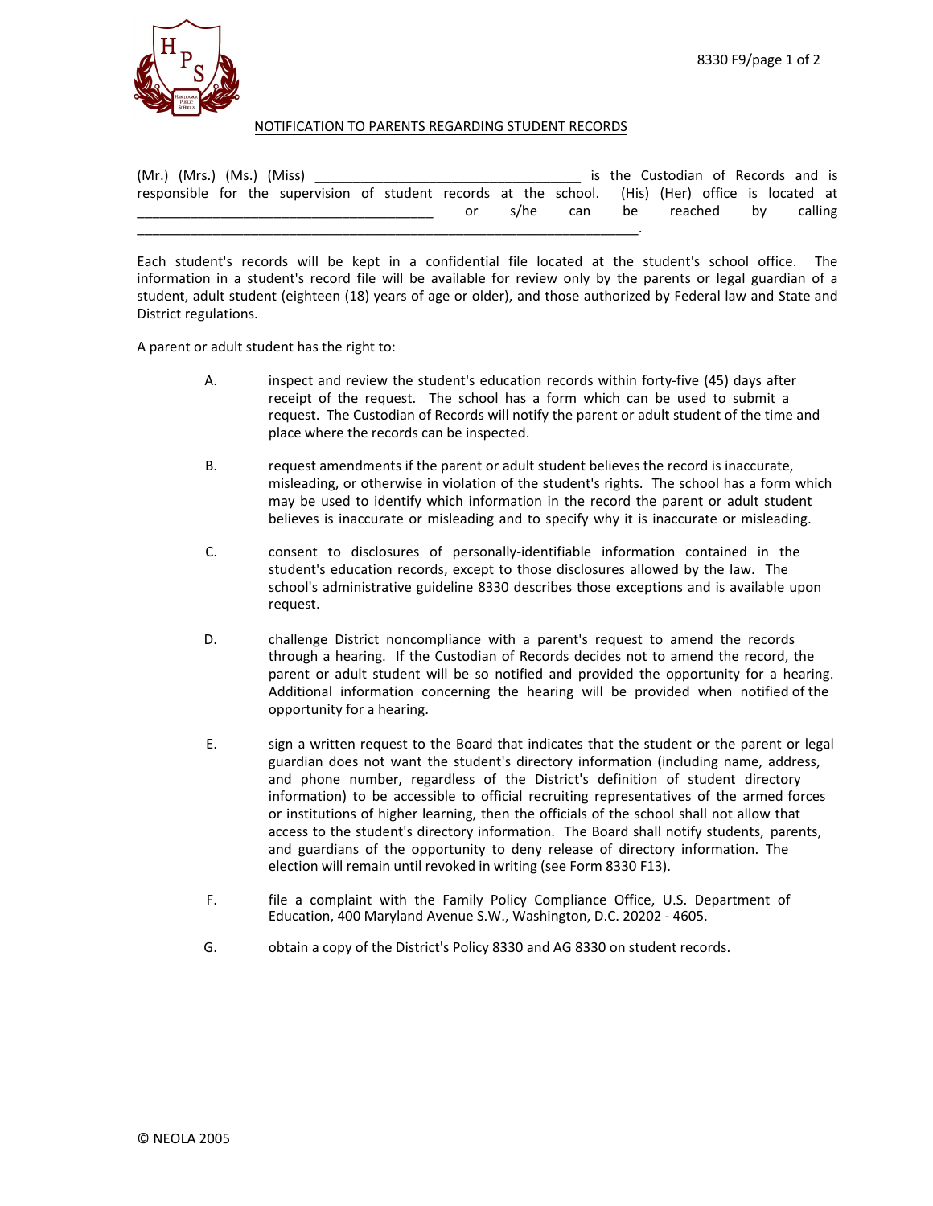## NOTIFICATION TO PARENTS REGARDING STUDENT RECORDS

(Mr.) (Mrs.) (Ms.) (Miss) ___________________________________ is the Custodian of Records and is responsible for the supervision of student records at the school. (His) (Her) office is located at _______________________________________ or s/he can be reached by calling _____________________________________________________________________.

Each student's records will be kept in a confidential file located at the student's school office. The information in a student's record file will be available for review only by the parents or legal guardian of a student, adult student (eighteen (18) years of age or older), and those authorized by Federal law and State and District regulations.

A parent or adult student has the right to:

A. inspect and review the student's education records within forty-five (45) days after receipt of the request. The school has a form which can be used to submit a request. The Custodian of Records will notify the parent or adult student of the time and place where the records can be inspected.

B. request amendments if the parent or adult student believes the record is inaccurate, misleading, or otherwise in violation of the student's rights. The school has a form which may be used to identify which information in the record the parent or adult student believes is inaccurate or misleading and to specify why it is inaccurate or misleading.

C. consent to disclosures of personally-identifiable information contained in the student's education records, except to those disclosures allowed by the law. The school's administrative guideline 8330 describes those exceptions and is available upon request.

D. challenge District noncompliance with a parent's request to amend the records through a hearing. If the Custodian of Records decides not to amend the record, the parent or adult student will be so notified and provided the opportunity for a hearing. Additional information concerning the hearing will be provided when notified of the opportunity for a hearing.

E. sign a written request to the Board that indicates that the student or the parent or legal guardian does not want the student's directory information (including name, address, and phone number, regardless of the District's definition of student directory information) to be accessible to official recruiting representatives of the armed forces or institutions of higher learning, then the officials of the school shall not allow that access to the student's directory information. The Board shall notify students, parents, and guardians of the opportunity to deny release of directory information. The election will remain until revoked in writing (see Form 8330 F13).

F. file a complaint with the Family Policy Compliance Office, U.S. Department of Education, 400 Maryland Avenue S.W., Washington, D.C. 20202 - 4605.

G. obtain a copy of the District's Policy 8330 and AG 8330 on student records.

© NEOLA 2005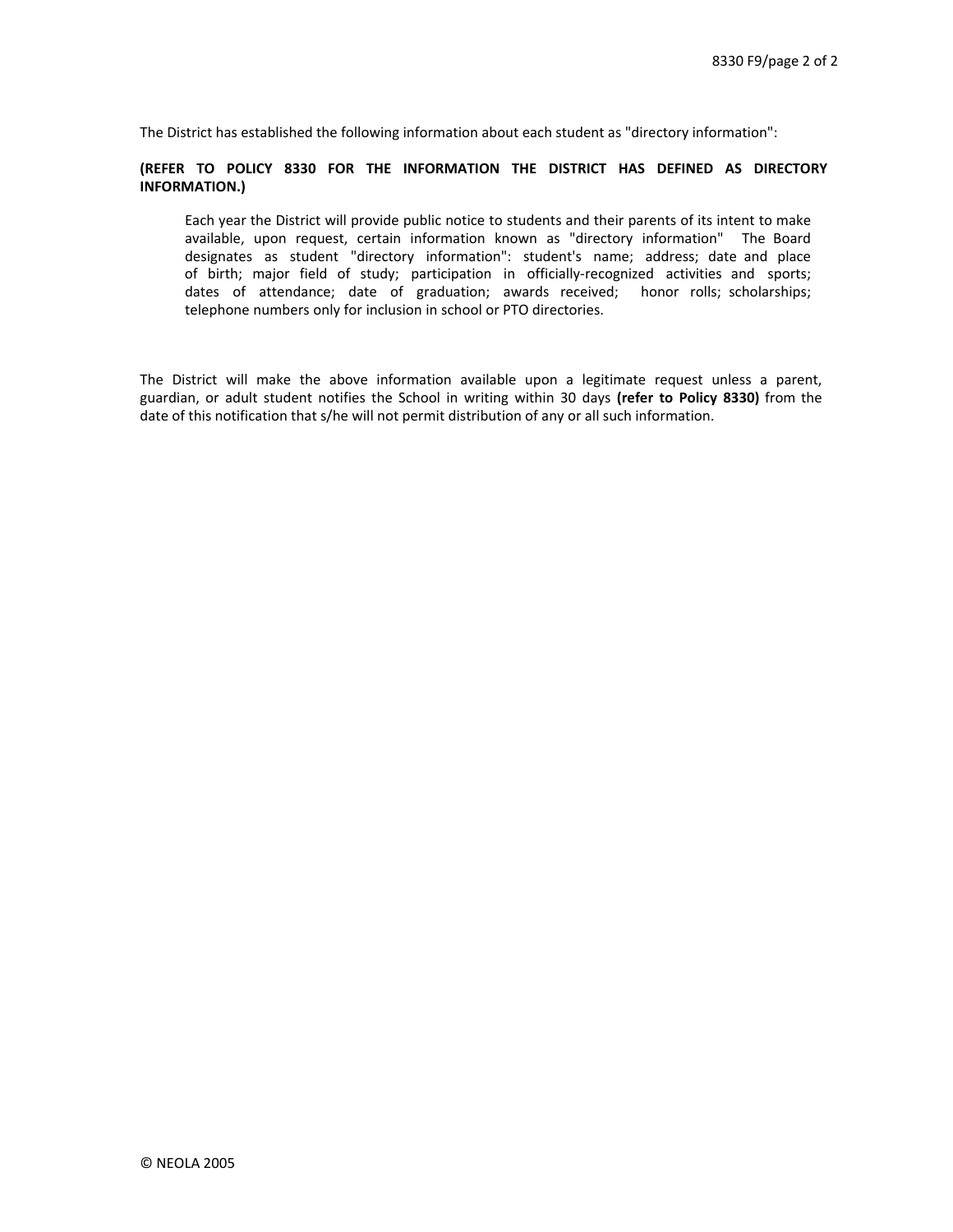The District has established the following information about each student as "directory information":

**(REFER TO POLICY 8330 FOR THE INFORMATION THE DISTRICT HAS DEFINED AS DIRECTORY INFORMATION.)**

> Each year the District will provide public notice to students and their parents of its intent to make available, upon request, certain information known as "directory information" The Board designates as student "directory information": student's name; address; date and place of birth; major field of study; participation in officially-recognized activities and sports; dates of attendance; date of graduation; awards received; honor rolls; scholarships; telephone numbers only for inclusion in school or PTO directories.

The District will make the above information available upon a legitimate request unless a parent, guardian, or adult student notifies the School in writing within 30 days **(refer to Policy 8330)** from the date of this notification that s/he will not permit distribution of any or all such information.

© NEOLA 2005